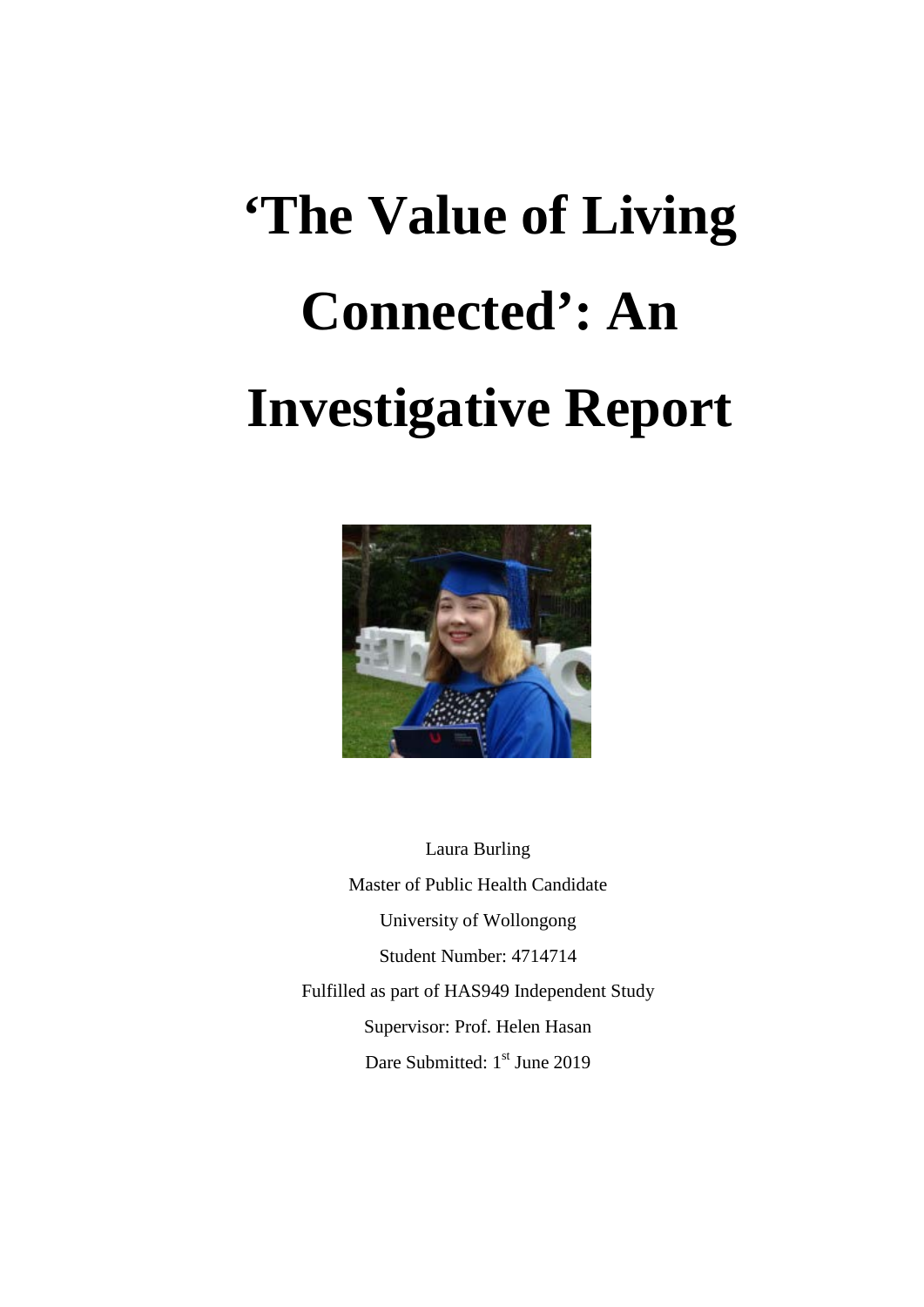# 'The Value of Living Connected': An Investigative Report

Laura Burling

Master of Public Health Candidate

University of Wollongong

Student Number: 4714714

Fulfilled as part of HAS949 Independent Study

Supervisor: Prof. Helen Hasan

Dare Submitted: 1st June 2019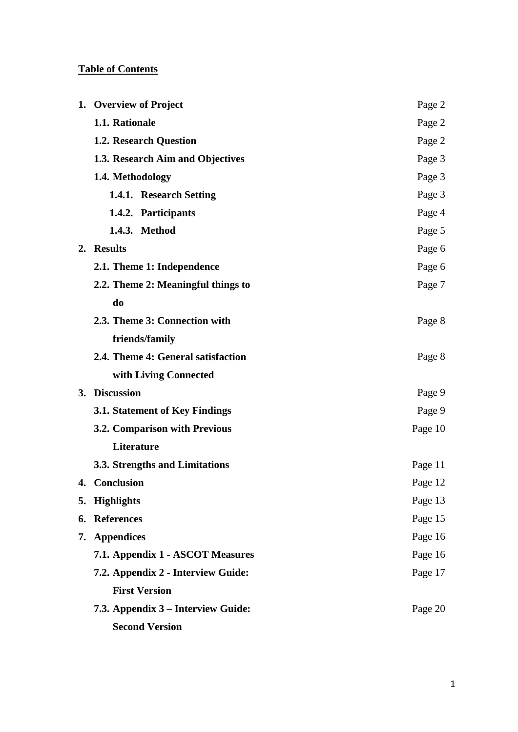**Table of Contents**

| | |
|---|---|
| **1. Overview of Project** | Page 2 |
| **1.1. Rationale** | Page 2 |
| **1.2. Research Question** | Page 2 |
| **1.3. Research Aim and Objectives** | Page 3 |
| **1.4. Methodology** | Page 3 |
| **1.4.1. Research Setting** | Page 3 |
| **1.4.2. Participants** | Page 4 |
| **1.4.3. Method** | Page 5 |
| **2. Results** | Page 6 |
| **2.1. Theme 1: Independence** | Page 6 |
| **2.2. Theme 2: Meaningful things to do** | Page 7 |
| **2.3. Theme 3: Connection with friends/family** | Page 8 |
| **2.4. Theme 4: General satisfaction with Living Connected** | Page 8 |
| **3. Discussion** | Page 9 |
| **3.1. Statement of Key Findings** | Page 9 |
| **3.2. Comparison with Previous Literature** | Page 10 |
| **3.3. Strengths and Limitations** | Page 11 |
| **4. Conclusion** | Page 12 |
| **5. Highlights** | Page 13 |
| **6. References** | Page 15 |
| **7. Appendices** | Page 16 |
| **7.1. Appendix 1 - ASCOT Measures** | Page 16 |
| **7.2. Appendix 2 - Interview Guide: First Version** | Page 17 |
| **7.3. Appendix 3 – Interview Guide: Second Version** | Page 20 |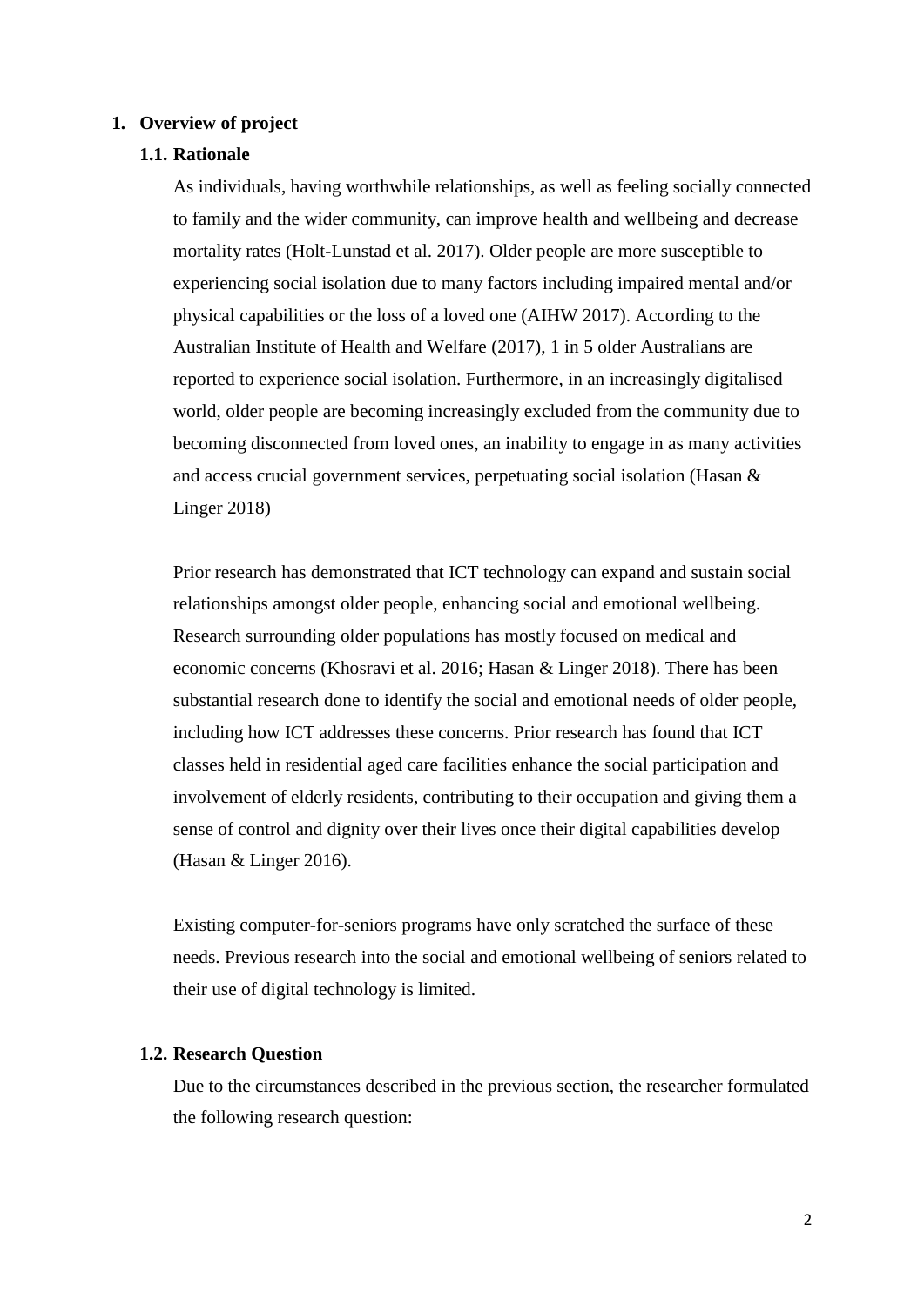# 1. Overview of project

## 1.1. Rationale

As individuals, having worthwhile relationships, as well as feeling socially connected to family and the wider community, can improve health and wellbeing and decrease mortality rates (Holt-Lunstad et al. 2017). Older people are more susceptible to experiencing social isolation due to many factors including impaired mental and/or physical capabilities or the loss of a loved one (AIHW 2017). According to the Australian Institute of Health and Welfare (2017), 1 in 5 older Australians are reported to experience social isolation. Furthermore, in an increasingly digitalised world, older people are becoming increasingly excluded from the community due to becoming disconnected from loved ones, an inability to engage in as many activities and access crucial government services, perpetuating social isolation (Hasan & Linger 2018)

Prior research has demonstrated that ICT technology can expand and sustain social relationships amongst older people, enhancing social and emotional wellbeing. Research surrounding older populations has mostly focused on medical and economic concerns (Khosravi et al. 2016; Hasan & Linger 2018). There has been substantial research done to identify the social and emotional needs of older people, including how ICT addresses these concerns. Prior research has found that ICT classes held in residential aged care facilities enhance the social participation and involvement of elderly residents, contributing to their occupation and giving them a sense of control and dignity over their lives once their digital capabilities develop (Hasan & Linger 2016).

Existing computer-for-seniors programs have only scratched the surface of these needs. Previous research into the social and emotional wellbeing of seniors related to their use of digital technology is limited.

## 1.2. Research Question

Due to the circumstances described in the previous section, the researcher formulated the following research question: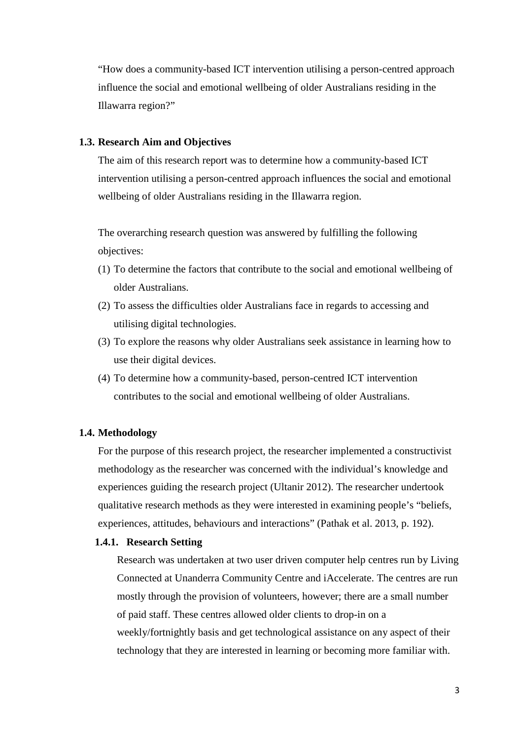"How does a community-based ICT intervention utilising a person-centred approach influence the social and emotional wellbeing of older Australians residing in the Illawarra region?"

## 1.3. Research Aim and Objectives

The aim of this research report was to determine how a community-based ICT intervention utilising a person-centred approach influences the social and emotional wellbeing of older Australians residing in the Illawarra region.

The overarching research question was answered by fulfilling the following objectives:

(1) To determine the factors that contribute to the social and emotional wellbeing of older Australians.

(2) To assess the difficulties older Australians face in regards to accessing and utilising digital technologies.

(3) To explore the reasons why older Australians seek assistance in learning how to use their digital devices.

(4) To determine how a community-based, person-centred ICT intervention contributes to the social and emotional wellbeing of older Australians.

## 1.4. Methodology

For the purpose of this research project, the researcher implemented a constructivist methodology as the researcher was concerned with the individual's knowledge and experiences guiding the research project (Ultanir 2012). The researcher undertook qualitative research methods as they were interested in examining people's "beliefs, experiences, attitudes, behaviours and interactions" (Pathak et al. 2013, p. 192).

### 1.4.1. Research Setting

Research was undertaken at two user driven computer help centres run by Living Connected at Unanderra Community Centre and iAccelerate. The centres are run mostly through the provision of volunteers, however; there are a small number of paid staff. These centres allowed older clients to drop-in on a weekly/fortnightly basis and get technological assistance on any aspect of their technology that they are interested in learning or becoming more familiar with.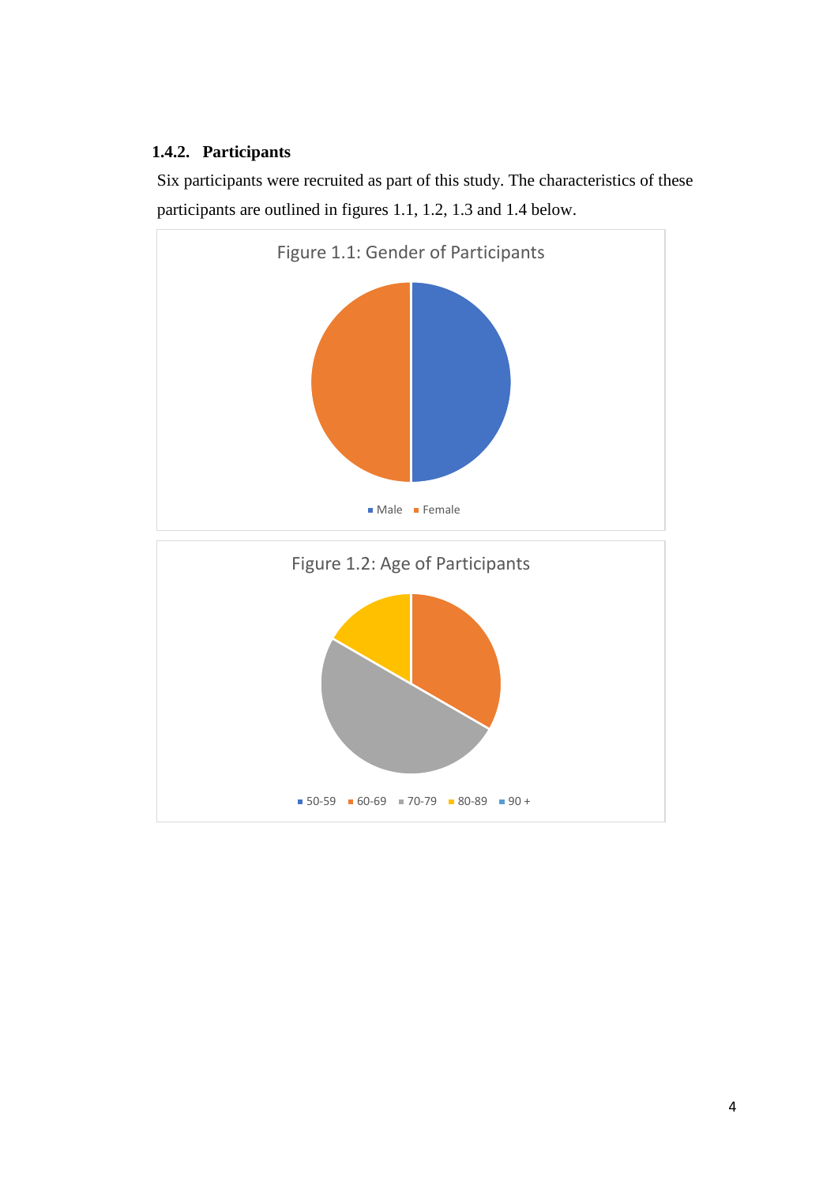### 1.4.2. Participants

Six participants were recruited as part of this study. The characteristics of these participants are outlined in figures 1.1, 1.2, 1.3 and 1.4 below.

Figure 1.1: Gender of Participants

Male Female

Figure 1.2: Age of Participants

50-59 60-69 70-79 80-89 90 +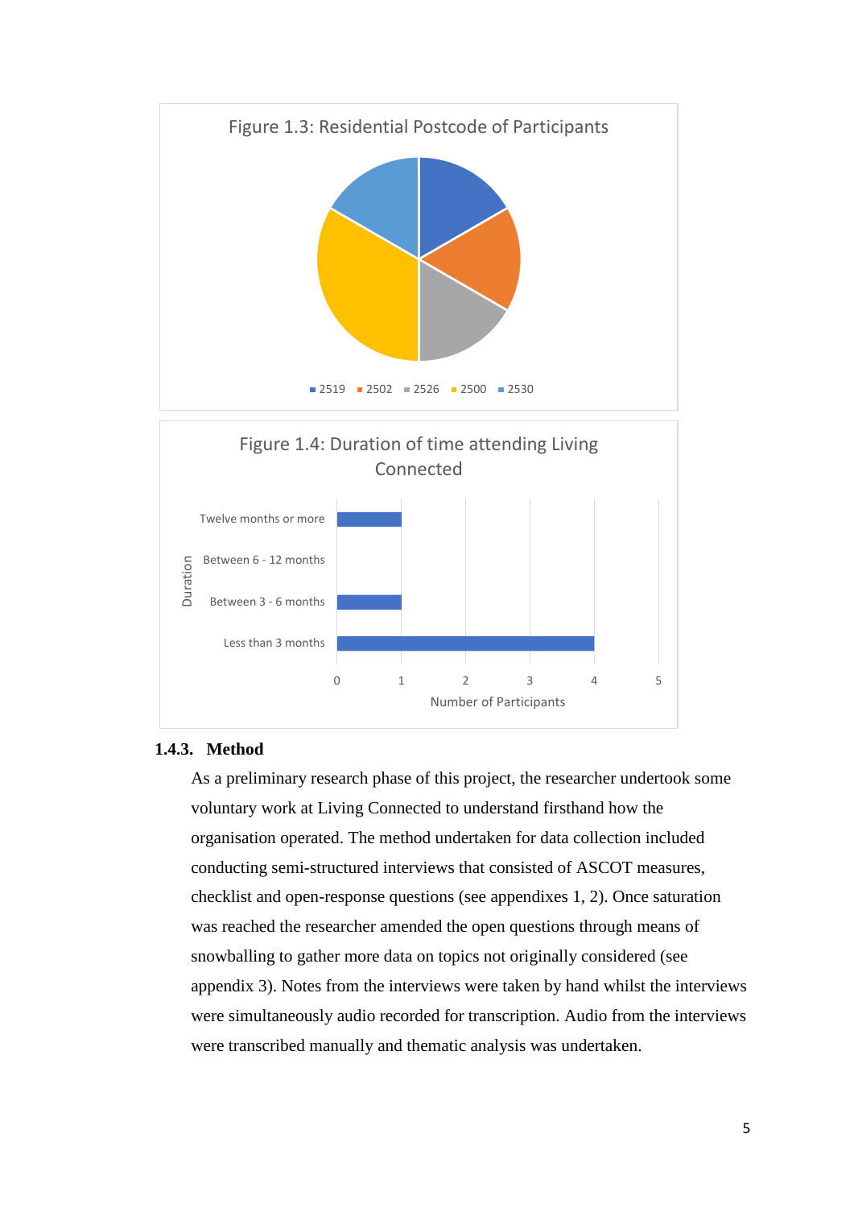Figure 1.3: Residential Postcode of Participants

■ 2519 ■ 2502 ■ 2526 ■ 2500 ■ 2530

Figure 1.4: Duration of time attending Living Connected

| Duration | Number of Participants |
|---|---|
| Twelve months or more | 1 |
| Between 6 - 12 months | 0 |
| Between 3 - 6 months | 1 |
| Less than 3 months | 4 |

### 1.4.3. Method

As a preliminary research phase of this project, the researcher undertook some voluntary work at Living Connected to understand firsthand how the organisation operated. The method undertaken for data collection included conducting semi-structured interviews that consisted of ASCOT measures, checklist and open-response questions (see appendixes 1, 2). Once saturation was reached the researcher amended the open questions through means of snowballing to gather more data on topics not originally considered (see appendix 3). Notes from the interviews were taken by hand whilst the interviews were simultaneously audio recorded for transcription. Audio from the interviews were transcribed manually and thematic analysis was undertaken.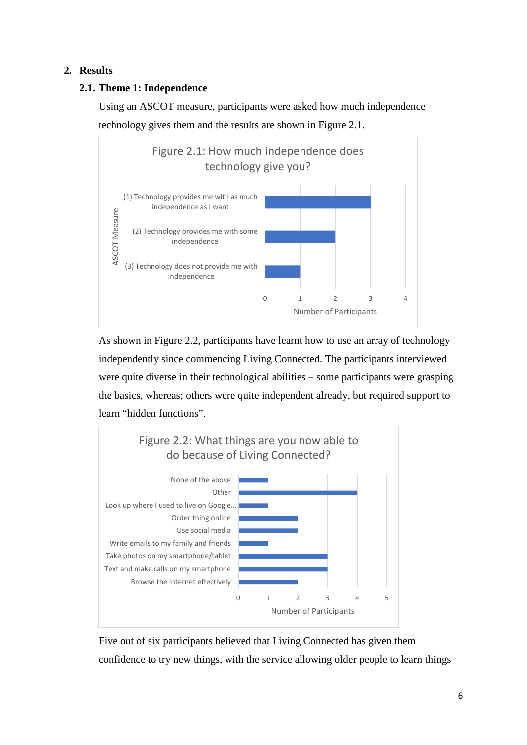## 2. Results

### 2.1. Theme 1: Independence

Using an ASCOT measure, participants were asked how much independence technology gives them and the results are shown in Figure 2.1.

Figure 2.1: How much independence does technology give you?

| ASCOT Measure | Number of Participants |
|---|---|
| (1) Technology provides me with as much independence as I want | 3 |
| (2) Technology provides me with some independence | 2 |
| (3) Technology does not provide me with independence | 1 |

As shown in Figure 2.2, participants have learnt how to use an array of technology independently since commencing Living Connected. The participants interviewed were quite diverse in their technological abilities – some participants were grasping the basics, whereas; others were quite independent already, but required support to learn "hidden functions".

Figure 2.2: What things are you now able to do because of Living Connected?

| | Number of Participants |
|---|---|
| None of the above | 1 |
| Other | 4 |
| Look up where I used to live on Google... | 1 |
| Order thing online | 2 |
| Use social media | 2 |
| Write emails to my family and friends | 1 |
| Take photos on my smartphone/tablet | 3 |
| Text and make calls on my smartphone | 3 |
| Browse the internet effectively | 2 |

Five out of six participants believed that Living Connected has given them confidence to try new things, with the service allowing older people to learn things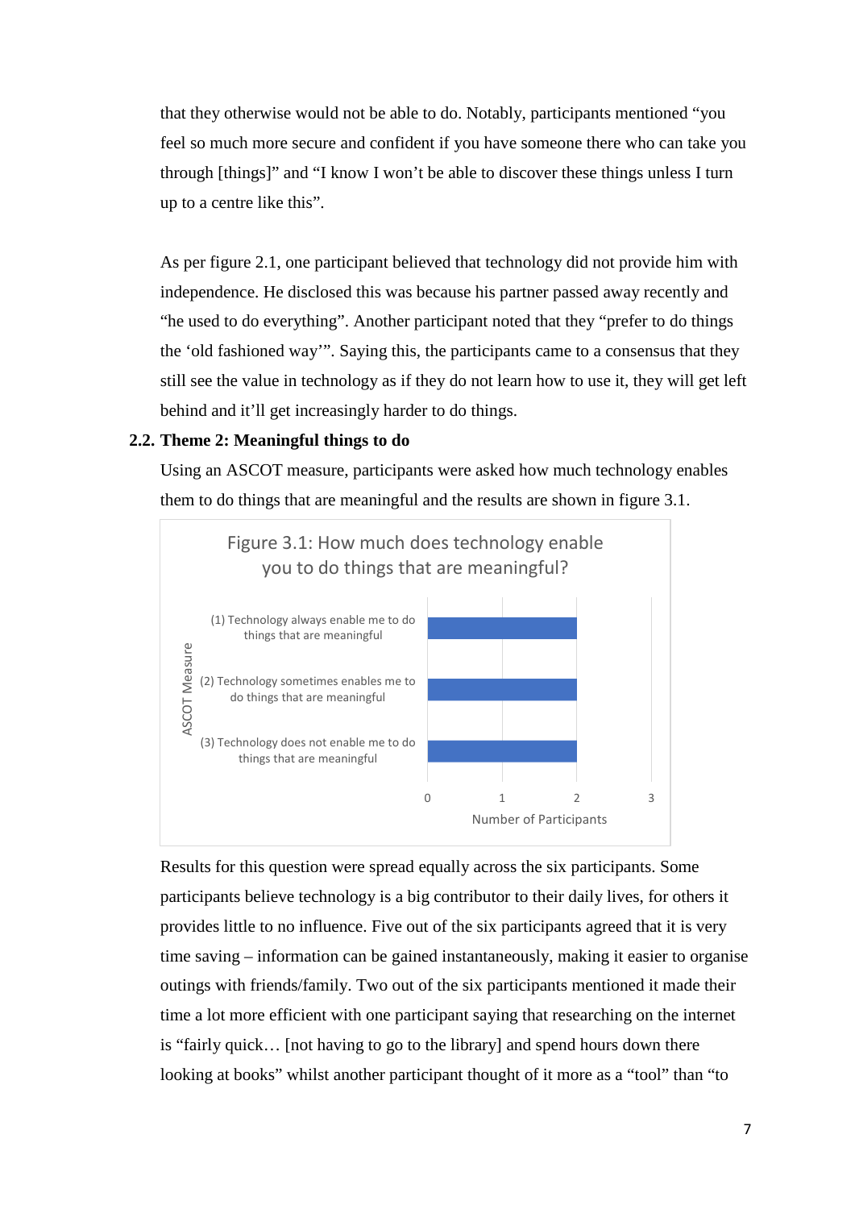that they otherwise would not be able to do. Notably, participants mentioned "you feel so much more secure and confident if you have someone there who can take you through [things]" and "I know I won't be able to discover these things unless I turn up to a centre like this".

As per figure 2.1, one participant believed that technology did not provide him with independence. He disclosed this was because his partner passed away recently and "he used to do everything". Another participant noted that they "prefer to do things the 'old fashioned way'". Saying this, the participants came to a consensus that they still see the value in technology as if they do not learn how to use it, they will get left behind and it'll get increasingly harder to do things.

## 2.2. Theme 2: Meaningful things to do

Using an ASCOT measure, participants were asked how much technology enables them to do things that are meaningful and the results are shown in figure 3.1.

Figure 3.1: How much does technology enable you to do things that are meaningful?

| ASCOT Measure | Number of Participants |
|---|---|
| (1) Technology always enable me to do things that are meaningful | 2 |
| (2) Technology sometimes enables me to do things that are meaningful | 2 |
| (3) Technology does not enable me to do things that are meaningful | 2 |

Results for this question were spread equally across the six participants. Some participants believe technology is a big contributor to their daily lives, for others it provides little to no influence. Five out of the six participants agreed that it is very time saving – information can be gained instantaneously, making it easier to organise outings with friends/family. Two out of the six participants mentioned it made their time a lot more efficient with one participant saying that researching on the internet is "fairly quick… [not having to go to the library] and spend hours down there looking at books" whilst another participant thought of it more as a "tool" than "to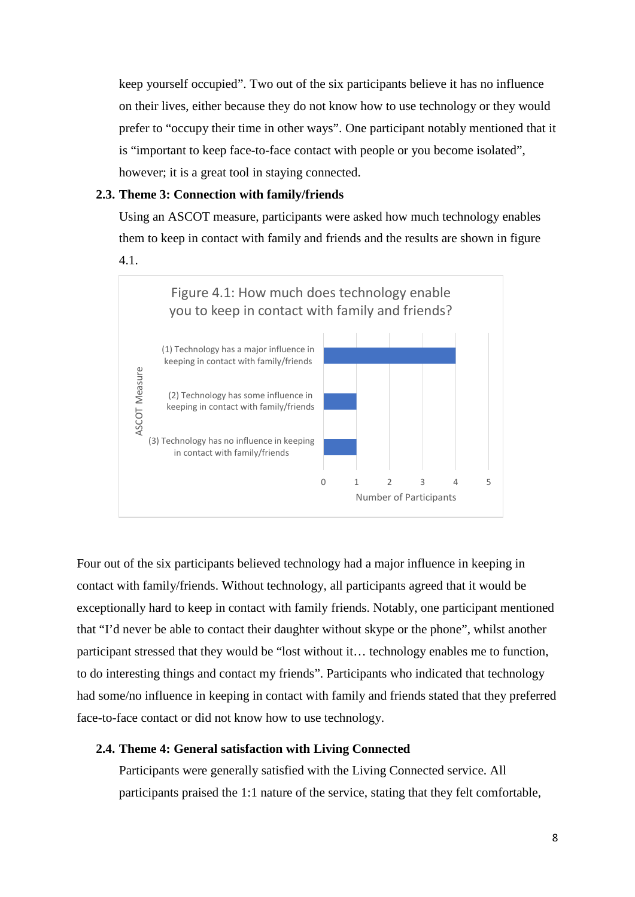keep yourself occupied". Two out of the six participants believe it has no influence on their lives, either because they do not know how to use technology or they would prefer to "occupy their time in other ways". One participant notably mentioned that it is "important to keep face-to-face contact with people or you become isolated", however; it is a great tool in staying connected.

### 2.3. Theme 3: Connection with family/friends

Using an ASCOT measure, participants were asked how much technology enables them to keep in contact with family and friends and the results are shown in figure 4.1.

Figure 4.1: How much does technology enable you to keep in contact with family and friends?

| ASCOT Measure | Number of Participants |
|---|---|
| (1) Technology has a major influence in keeping in contact with family/friends | 4 |
| (2) Technology has some influence in keeping in contact with family/friends | 1 |
| (3) Technology has no influence in keeping in contact with family/friends | 1 |

Four out of the six participants believed technology had a major influence in keeping in contact with family/friends. Without technology, all participants agreed that it would be exceptionally hard to keep in contact with family friends. Notably, one participant mentioned that "I'd never be able to contact their daughter without skype or the phone", whilst another participant stressed that they would be "lost without it… technology enables me to function, to do interesting things and contact my friends". Participants who indicated that technology had some/no influence in keeping in contact with family and friends stated that they preferred face-to-face contact or did not know how to use technology.

### 2.4. Theme 4: General satisfaction with Living Connected

Participants were generally satisfied with the Living Connected service. All participants praised the 1:1 nature of the service, stating that they felt comfortable,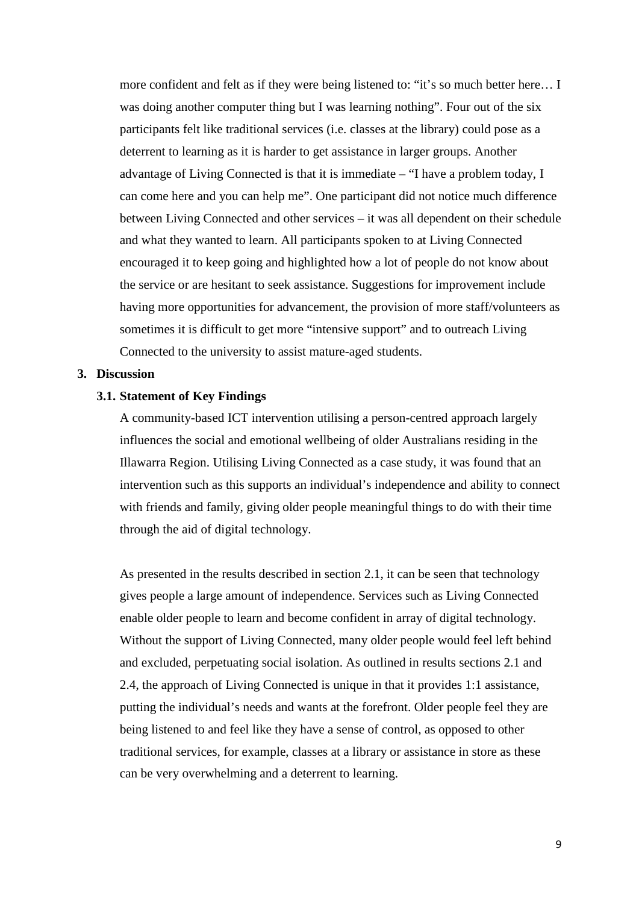more confident and felt as if they were being listened to: "it's so much better here… I was doing another computer thing but I was learning nothing". Four out of the six participants felt like traditional services (i.e. classes at the library) could pose as a deterrent to learning as it is harder to get assistance in larger groups. Another advantage of Living Connected is that it is immediate – "I have a problem today, I can come here and you can help me". One participant did not notice much difference between Living Connected and other services – it was all dependent on their schedule and what they wanted to learn. All participants spoken to at Living Connected encouraged it to keep going and highlighted how a lot of people do not know about the service or are hesitant to seek assistance. Suggestions for improvement include having more opportunities for advancement, the provision of more staff/volunteers as sometimes it is difficult to get more "intensive support" and to outreach Living Connected to the university to assist mature-aged students.

## 3. Discussion

### 3.1. Statement of Key Findings

A community-based ICT intervention utilising a person-centred approach largely influences the social and emotional wellbeing of older Australians residing in the Illawarra Region. Utilising Living Connected as a case study, it was found that an intervention such as this supports an individual's independence and ability to connect with friends and family, giving older people meaningful things to do with their time through the aid of digital technology.

As presented in the results described in section 2.1, it can be seen that technology gives people a large amount of independence. Services such as Living Connected enable older people to learn and become confident in array of digital technology. Without the support of Living Connected, many older people would feel left behind and excluded, perpetuating social isolation. As outlined in results sections 2.1 and 2.4, the approach of Living Connected is unique in that it provides 1:1 assistance, putting the individual's needs and wants at the forefront. Older people feel they are being listened to and feel like they have a sense of control, as opposed to other traditional services, for example, classes at a library or assistance in store as these can be very overwhelming and a deterrent to learning.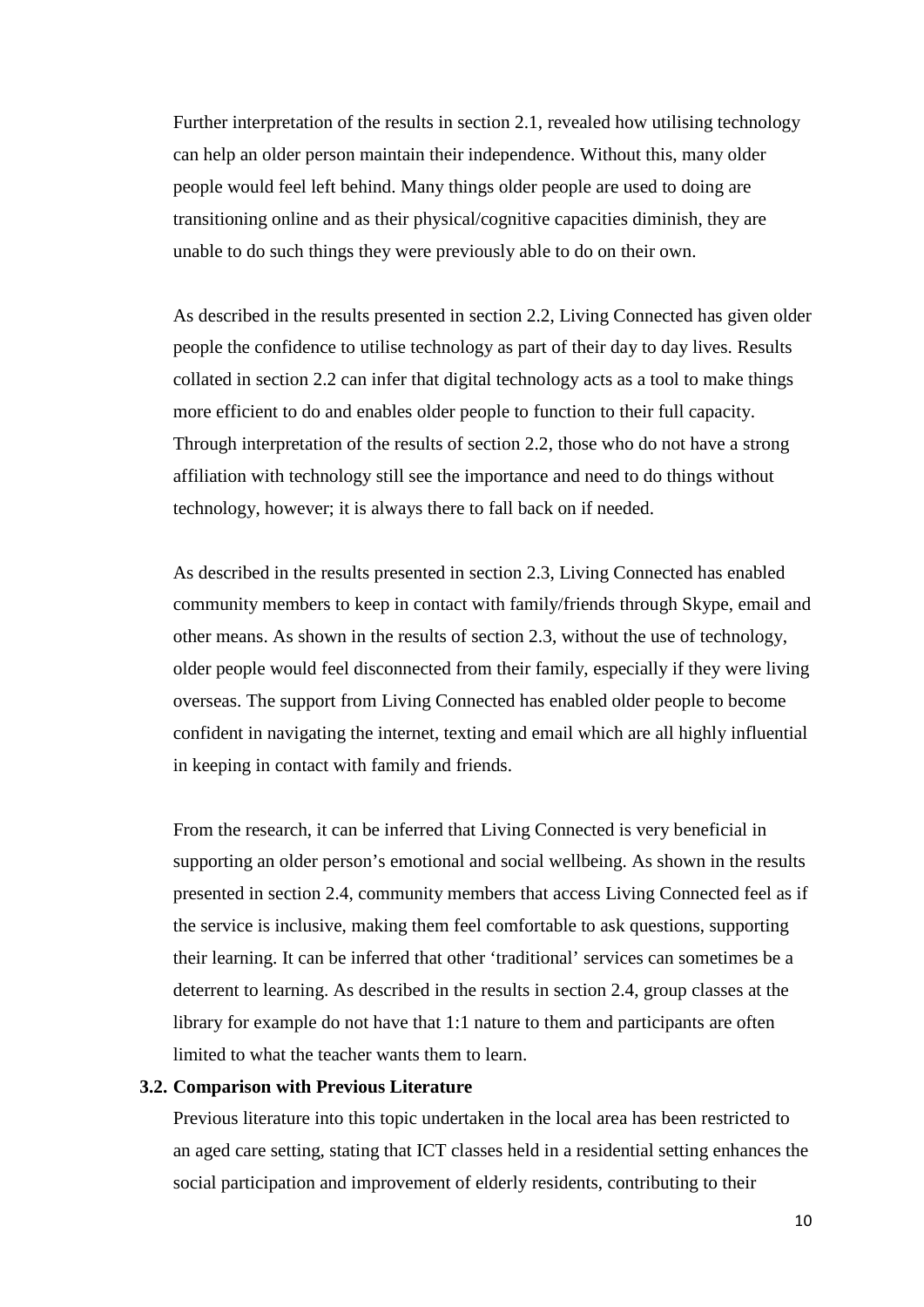Further interpretation of the results in section 2.1, revealed how utilising technology can help an older person maintain their independence. Without this, many older people would feel left behind. Many things older people are used to doing are transitioning online and as their physical/cognitive capacities diminish, they are unable to do such things they were previously able to do on their own.

As described in the results presented in section 2.2, Living Connected has given older people the confidence to utilise technology as part of their day to day lives. Results collated in section 2.2 can infer that digital technology acts as a tool to make things more efficient to do and enables older people to function to their full capacity. Through interpretation of the results of section 2.2, those who do not have a strong affiliation with technology still see the importance and need to do things without technology, however; it is always there to fall back on if needed.

As described in the results presented in section 2.3, Living Connected has enabled community members to keep in contact with family/friends through Skype, email and other means. As shown in the results of section 2.3, without the use of technology, older people would feel disconnected from their family, especially if they were living overseas. The support from Living Connected has enabled older people to become confident in navigating the internet, texting and email which are all highly influential in keeping in contact with family and friends.

From the research, it can be inferred that Living Connected is very beneficial in supporting an older person's emotional and social wellbeing. As shown in the results presented in section 2.4, community members that access Living Connected feel as if the service is inclusive, making them feel comfortable to ask questions, supporting their learning. It can be inferred that other 'traditional' services can sometimes be a deterrent to learning. As described in the results in section 2.4, group classes at the library for example do not have that 1:1 nature to them and participants are often limited to what the teacher wants them to learn.

### 3.2. Comparison with Previous Literature

Previous literature into this topic undertaken in the local area has been restricted to an aged care setting, stating that ICT classes held in a residential setting enhances the social participation and improvement of elderly residents, contributing to their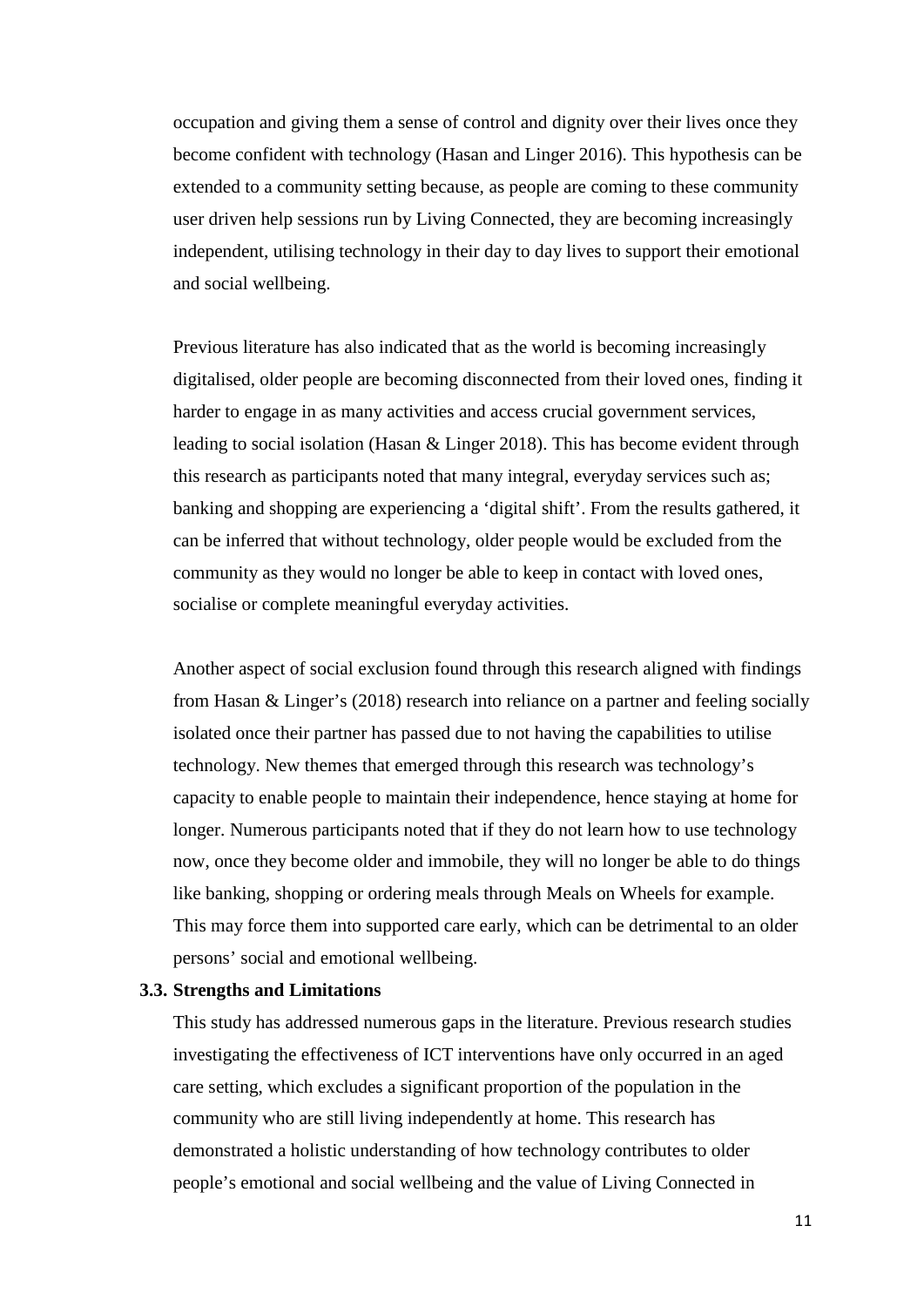occupation and giving them a sense of control and dignity over their lives once they become confident with technology (Hasan and Linger 2016). This hypothesis can be extended to a community setting because, as people are coming to these community user driven help sessions run by Living Connected, they are becoming increasingly independent, utilising technology in their day to day lives to support their emotional and social wellbeing.

Previous literature has also indicated that as the world is becoming increasingly digitalised, older people are becoming disconnected from their loved ones, finding it harder to engage in as many activities and access crucial government services, leading to social isolation (Hasan & Linger 2018). This has become evident through this research as participants noted that many integral, everyday services such as; banking and shopping are experiencing a 'digital shift'. From the results gathered, it can be inferred that without technology, older people would be excluded from the community as they would no longer be able to keep in contact with loved ones, socialise or complete meaningful everyday activities.

Another aspect of social exclusion found through this research aligned with findings from Hasan & Linger's (2018) research into reliance on a partner and feeling socially isolated once their partner has passed due to not having the capabilities to utilise technology. New themes that emerged through this research was technology's capacity to enable people to maintain their independence, hence staying at home for longer. Numerous participants noted that if they do not learn how to use technology now, once they become older and immobile, they will no longer be able to do things like banking, shopping or ordering meals through Meals on Wheels for example. This may force them into supported care early, which can be detrimental to an older persons' social and emotional wellbeing.

### 3.3. Strengths and Limitations

This study has addressed numerous gaps in the literature. Previous research studies investigating the effectiveness of ICT interventions have only occurred in an aged care setting, which excludes a significant proportion of the population in the community who are still living independently at home. This research has demonstrated a holistic understanding of how technology contributes to older people's emotional and social wellbeing and the value of Living Connected in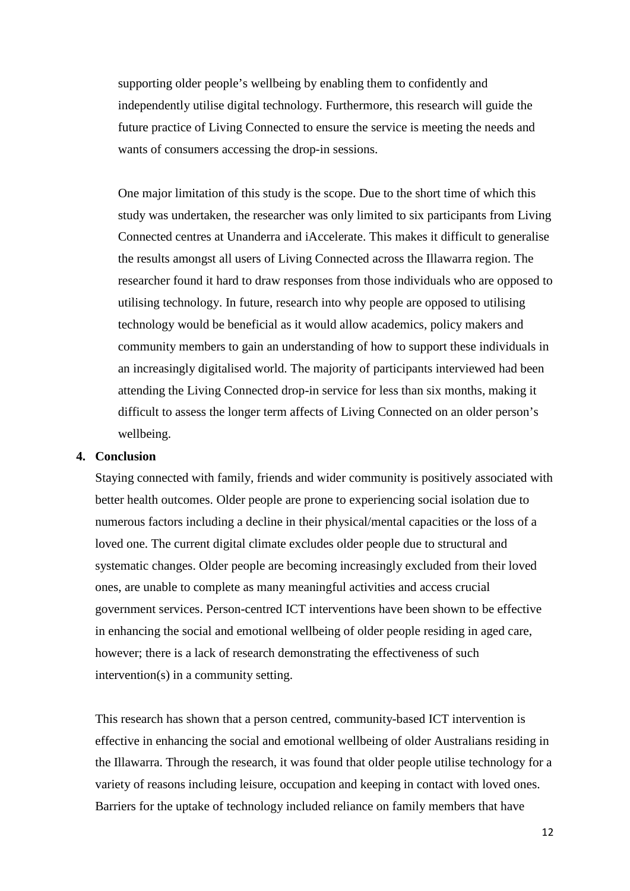supporting older people's wellbeing by enabling them to confidently and independently utilise digital technology. Furthermore, this research will guide the future practice of Living Connected to ensure the service is meeting the needs and wants of consumers accessing the drop-in sessions.

One major limitation of this study is the scope. Due to the short time of which this study was undertaken, the researcher was only limited to six participants from Living Connected centres at Unanderra and iAccelerate. This makes it difficult to generalise the results amongst all users of Living Connected across the Illawarra region. The researcher found it hard to draw responses from those individuals who are opposed to utilising technology. In future, research into why people are opposed to utilising technology would be beneficial as it would allow academics, policy makers and community members to gain an understanding of how to support these individuals in an increasingly digitalised world. The majority of participants interviewed had been attending the Living Connected drop-in service for less than six months, making it difficult to assess the longer term affects of Living Connected on an older person's wellbeing.

## 4. Conclusion

Staying connected with family, friends and wider community is positively associated with better health outcomes. Older people are prone to experiencing social isolation due to numerous factors including a decline in their physical/mental capacities or the loss of a loved one. The current digital climate excludes older people due to structural and systematic changes. Older people are becoming increasingly excluded from their loved ones, are unable to complete as many meaningful activities and access crucial government services. Person-centred ICT interventions have been shown to be effective in enhancing the social and emotional wellbeing of older people residing in aged care, however; there is a lack of research demonstrating the effectiveness of such intervention(s) in a community setting.

This research has shown that a person centred, community-based ICT intervention is effective in enhancing the social and emotional wellbeing of older Australians residing in the Illawarra. Through the research, it was found that older people utilise technology for a variety of reasons including leisure, occupation and keeping in contact with loved ones. Barriers for the uptake of technology included reliance on family members that have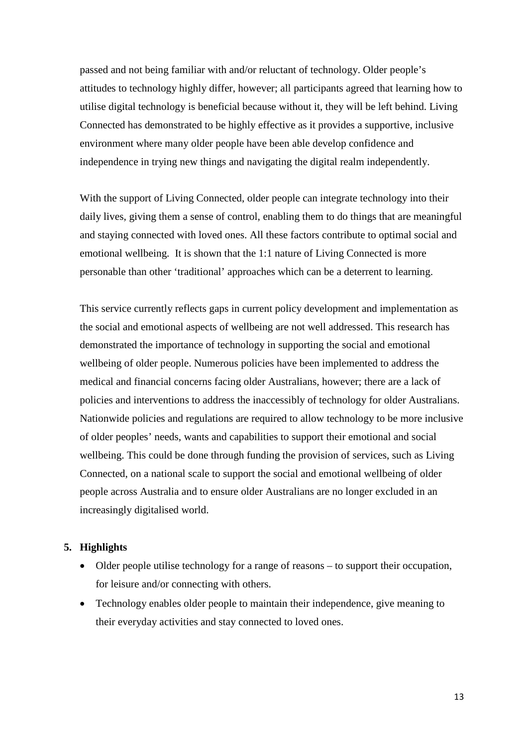passed and not being familiar with and/or reluctant of technology. Older people's attitudes to technology highly differ, however; all participants agreed that learning how to utilise digital technology is beneficial because without it, they will be left behind. Living Connected has demonstrated to be highly effective as it provides a supportive, inclusive environment where many older people have been able develop confidence and independence in trying new things and navigating the digital realm independently.

With the support of Living Connected, older people can integrate technology into their daily lives, giving them a sense of control, enabling them to do things that are meaningful and staying connected with loved ones. All these factors contribute to optimal social and emotional wellbeing. It is shown that the 1:1 nature of Living Connected is more personable than other 'traditional' approaches which can be a deterrent to learning.

This service currently reflects gaps in current policy development and implementation as the social and emotional aspects of wellbeing are not well addressed. This research has demonstrated the importance of technology in supporting the social and emotional wellbeing of older people. Numerous policies have been implemented to address the medical and financial concerns facing older Australians, however; there are a lack of policies and interventions to address the inaccessibly of technology for older Australians. Nationwide policies and regulations are required to allow technology to be more inclusive of older peoples' needs, wants and capabilities to support their emotional and social wellbeing. This could be done through funding the provision of services, such as Living Connected, on a national scale to support the social and emotional wellbeing of older people across Australia and to ensure older Australians are no longer excluded in an increasingly digitalised world.

## 5. Highlights

- Older people utilise technology for a range of reasons – to support their occupation, for leisure and/or connecting with others.
- Technology enables older people to maintain their independence, give meaning to their everyday activities and stay connected to loved ones.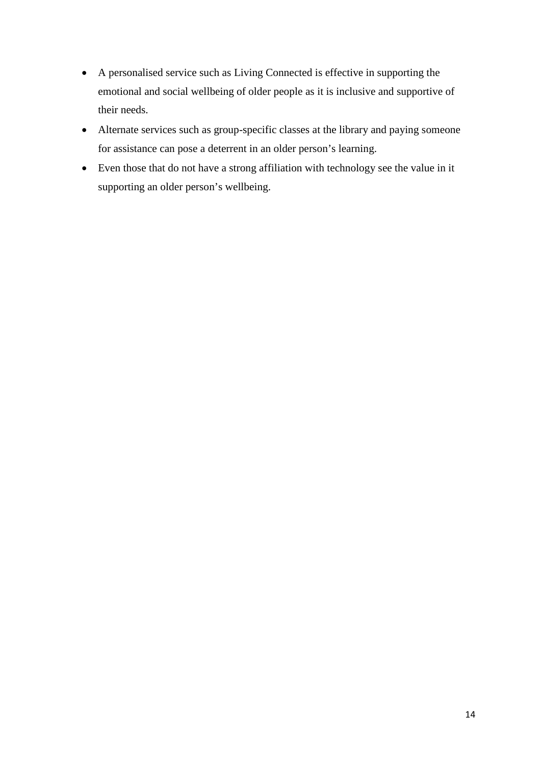- A personalised service such as Living Connected is effective in supporting the emotional and social wellbeing of older people as it is inclusive and supportive of their needs.
- Alternate services such as group-specific classes at the library and paying someone for assistance can pose a deterrent in an older person's learning.
- Even those that do not have a strong affiliation with technology see the value in it supporting an older person's wellbeing.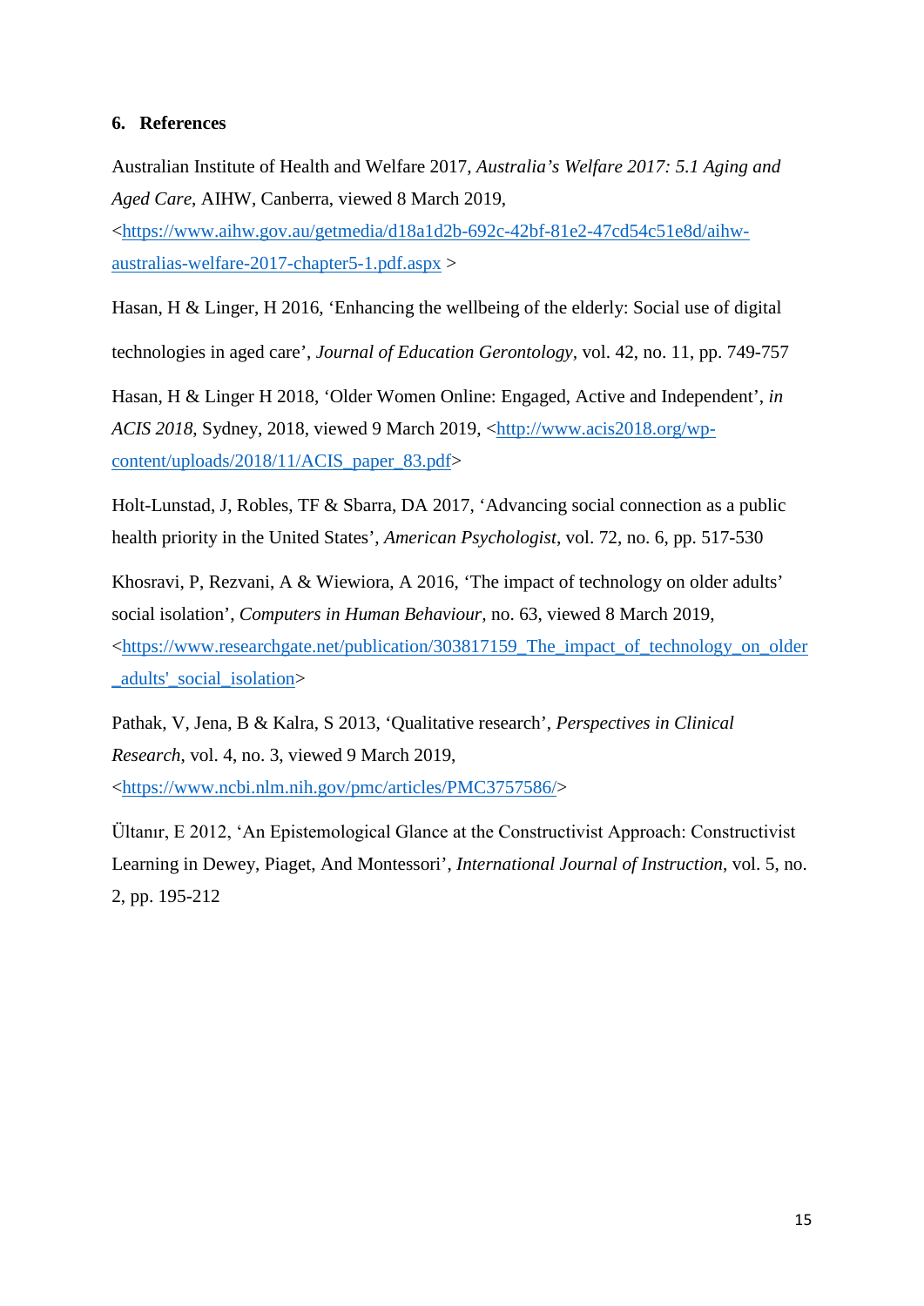## 6. References

Australian Institute of Health and Welfare 2017, *Australia's Welfare 2017: 5.1 Aging and Aged Care*, AIHW, Canberra, viewed 8 March 2019, <https://www.aihw.gov.au/getmedia/d18a1d2b-692c-42bf-81e2-47cd54c51e8d/aihw-australias-welfare-2017-chapter5-1.pdf.aspx >

Hasan, H & Linger, H 2016, 'Enhancing the wellbeing of the elderly: Social use of digital technologies in aged care', *Journal of Education Gerontology*, vol. 42, no. 11, pp. 749-757

Hasan, H & Linger H 2018, 'Older Women Online: Engaged, Active and Independent', *in ACIS 2018*, Sydney, 2018, viewed 9 March 2019, <http://www.acis2018.org/wp-content/uploads/2018/11/ACIS_paper_83.pdf>

Holt-Lunstad, J, Robles, TF & Sbarra, DA 2017, 'Advancing social connection as a public health priority in the United States', *American Psychologist*, vol. 72, no. 6, pp. 517-530

Khosravi, P, Rezvani, A & Wiewiora, A 2016, 'The impact of technology on older adults' social isolation', *Computers in Human Behaviour*, no. 63, viewed 8 March 2019, <https://www.researchgate.net/publication/303817159_The_impact_of_technology_on_older_adults'_social_isolation>

Pathak, V, Jena, B & Kalra, S 2013, 'Qualitative research', *Perspectives in Clinical Research*, vol. 4, no. 3, viewed 9 March 2019, <https://www.ncbi.nlm.nih.gov/pmc/articles/PMC3757586/>

Ültanır, E 2012, 'An Epistemological Glance at the Constructivist Approach: Constructivist Learning in Dewey, Piaget, And Montessori', *International Journal of Instruction*, vol. 5, no. 2, pp. 195-212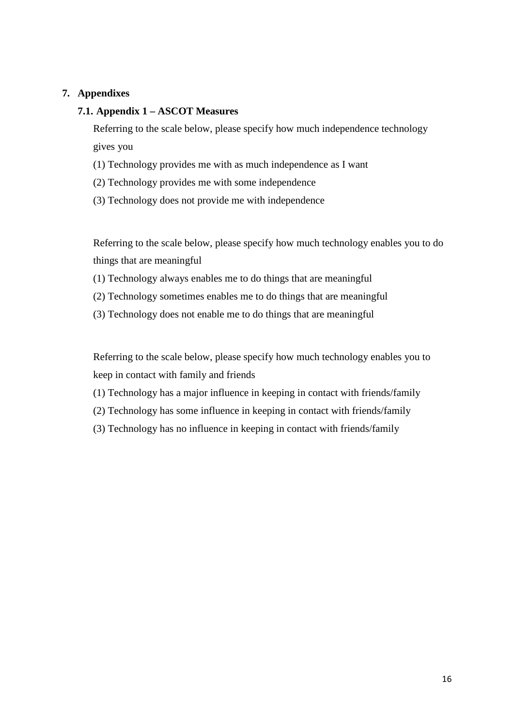# 7. Appendixes

## 7.1. Appendix 1 – ASCOT Measures

Referring to the scale below, please specify how much independence technology gives you

(1) Technology provides me with as much independence as I want

(2) Technology provides me with some independence

(3) Technology does not provide me with independence

Referring to the scale below, please specify how much technology enables you to do things that are meaningful

(1) Technology always enables me to do things that are meaningful

(2) Technology sometimes enables me to do things that are meaningful

(3) Technology does not enable me to do things that are meaningful

Referring to the scale below, please specify how much technology enables you to keep in contact with family and friends

(1) Technology has a major influence in keeping in contact with friends/family

(2) Technology has some influence in keeping in contact with friends/family

(3) Technology has no influence in keeping in contact with friends/family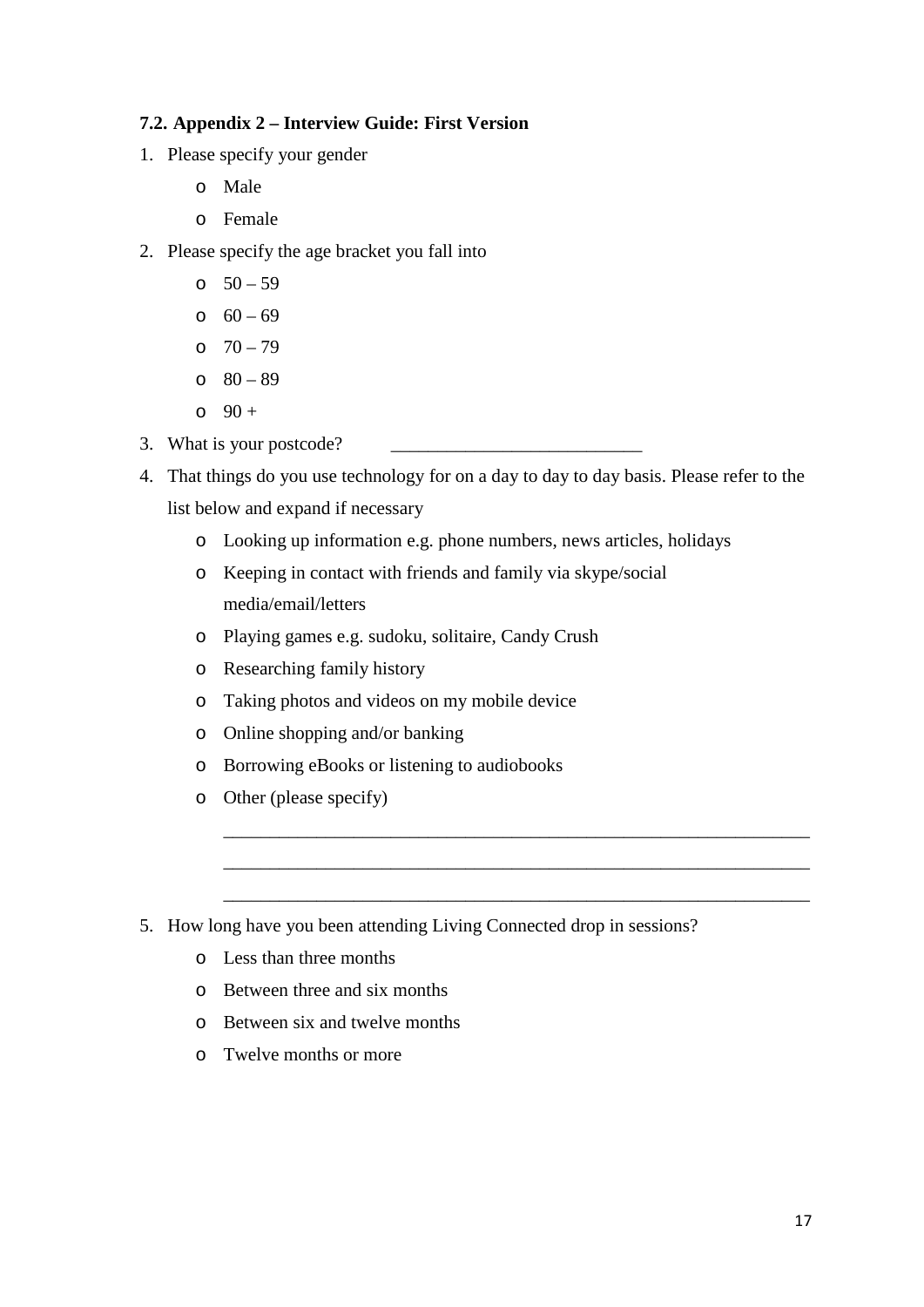### 7.2. Appendix 2 – Interview Guide: First Version

1. Please specify your gender
   - Male
   - Female
2. Please specify the age bracket you fall into
   - 50 – 59
   - 60 – 69
   - 70 – 79
   - 80 – 89
   - 90 +
3. What is your postcode? ___________________________
4. That things do you use technology for on a day to day to day basis. Please refer to the list below and expand if necessary
   - Looking up information e.g. phone numbers, news articles, holidays
   - Keeping in contact with friends and family via skype/social media/email/letters
   - Playing games e.g. sudoku, solitaire, Candy Crush
   - Researching family history
   - Taking photos and videos on my mobile device
   - Online shopping and/or banking
   - Borrowing eBooks or listening to audiobooks
   - Other (please specify)

     _______________________________________________________________

     _______________________________________________________________

     _______________________________________________________________

5. How long have you been attending Living Connected drop in sessions?
   - Less than three months
   - Between three and six months
   - Between six and twelve months
   - Twelve months or more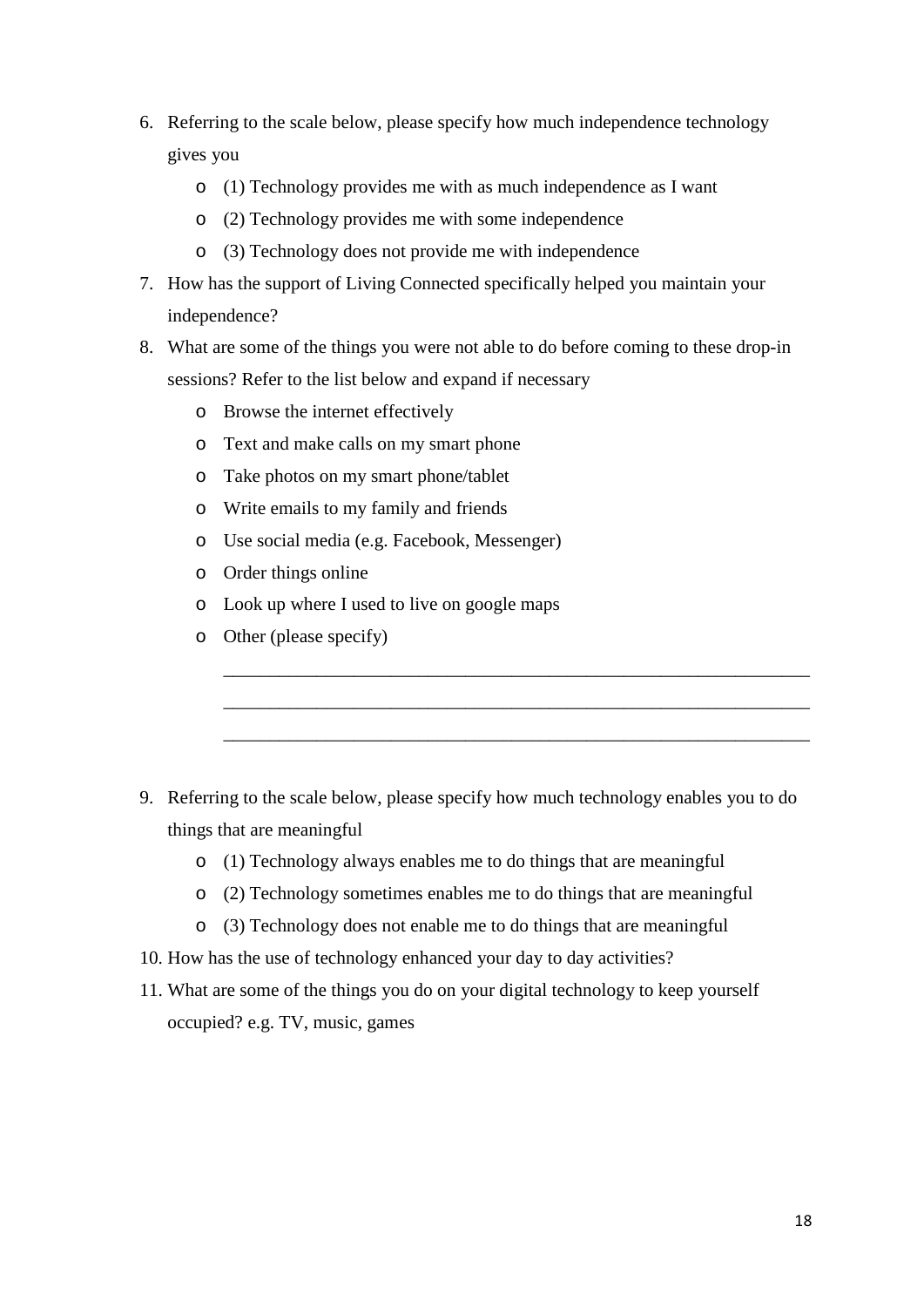6. Referring to the scale below, please specify how much independence technology gives you
    - (1) Technology provides me with as much independence as I want
    - (2) Technology provides me with some independence
    - (3) Technology does not provide me with independence
7. How has the support of Living Connected specifically helped you maintain your independence?
8. What are some of the things you were not able to do before coming to these drop-in sessions? Refer to the list below and expand if necessary
    - Browse the internet effectively
    - Text and make calls on my smart phone
    - Take photos on my smart phone/tablet
    - Write emails to my family and friends
    - Use social media (e.g. Facebook, Messenger)
    - Order things online
    - Look up where I used to live on google maps
    - Other (please specify)

      ______________________________________________________________

      ______________________________________________________________

      ______________________________________________________________

9. Referring to the scale below, please specify how much technology enables you to do things that are meaningful
    - (1) Technology always enables me to do things that are meaningful
    - (2) Technology sometimes enables me to do things that are meaningful
    - (3) Technology does not enable me to do things that are meaningful
10. How has the use of technology enhanced your day to day activities?
11. What are some of the things you do on your digital technology to keep yourself occupied? e.g. TV, music, games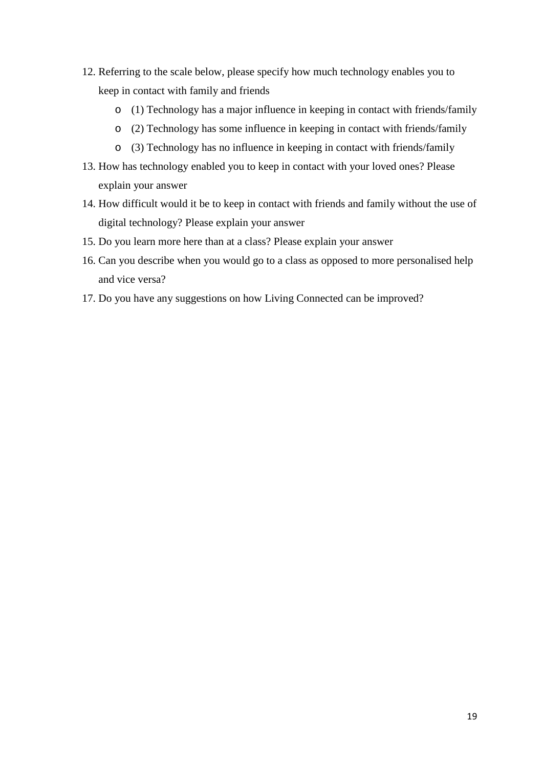12. Referring to the scale below, please specify how much technology enables you to keep in contact with family and friends
    - (1) Technology has a major influence in keeping in contact with friends/family
    - (2) Technology has some influence in keeping in contact with friends/family
    - (3) Technology has no influence in keeping in contact with friends/family
13. How has technology enabled you to keep in contact with your loved ones? Please explain your answer
14. How difficult would it be to keep in contact with friends and family without the use of digital technology? Please explain your answer
15. Do you learn more here than at a class? Please explain your answer
16. Can you describe when you would go to a class as opposed to more personalised help and vice versa?
17. Do you have any suggestions on how Living Connected can be improved?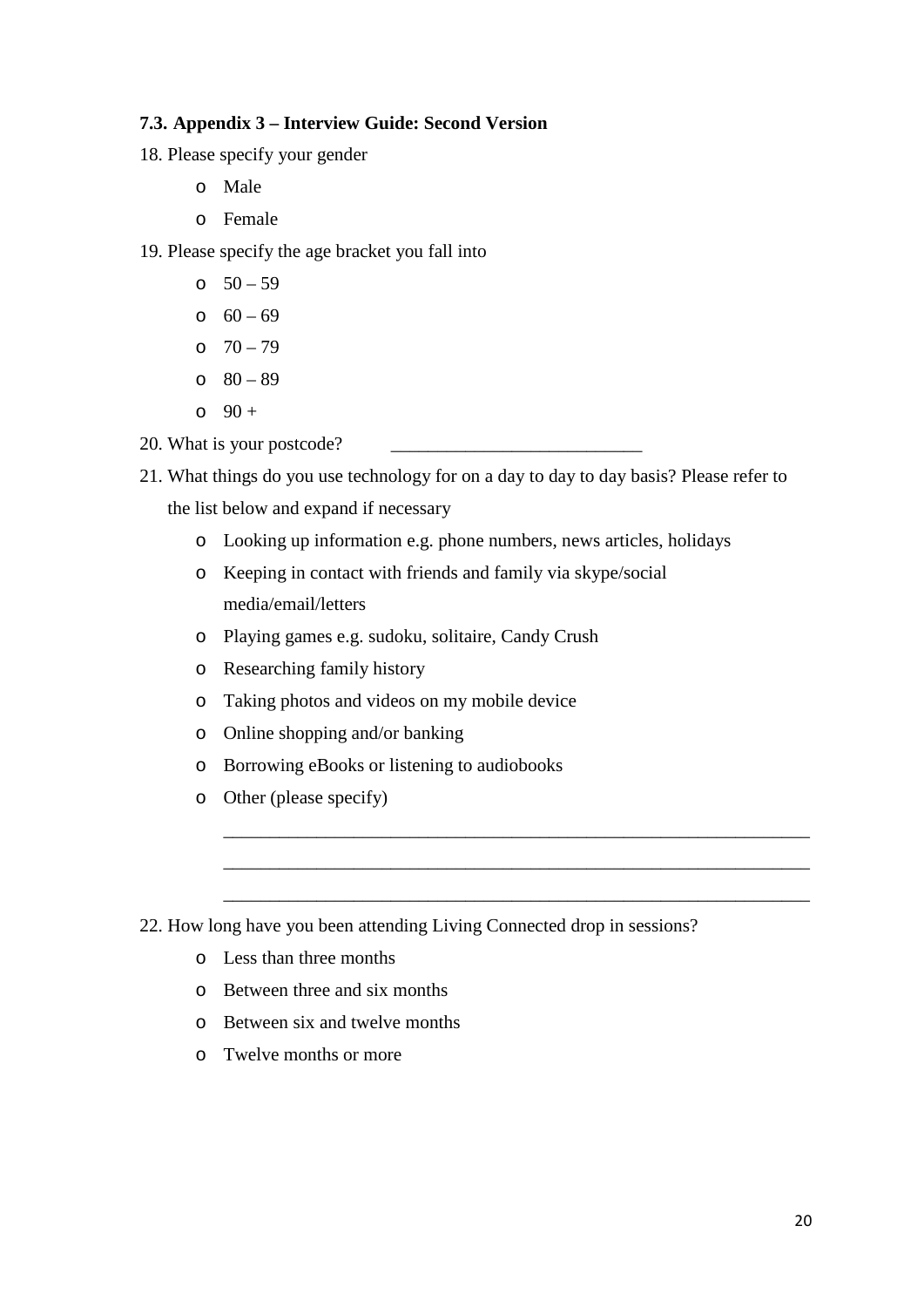### 7.3. Appendix 3 – Interview Guide: Second Version

18. Please specify your gender
    - Male
    - Female
19. Please specify the age bracket you fall into
    - 50 – 59
    - 60 – 69
    - 70 – 79
    - 80 – 89
    - 90 +
20. What is your postcode? ___________________________
21. What things do you use technology for on a day to day to day basis? Please refer to the list below and expand if necessary
    - Looking up information e.g. phone numbers, news articles, holidays
    - Keeping in contact with friends and family via skype/social media/email/letters
    - Playing games e.g. sudoku, solitaire, Candy Crush
    - Researching family history
    - Taking photos and videos on my mobile device
    - Online shopping and/or banking
    - Borrowing eBooks or listening to audiobooks
    - Other (please specify)

      _______________________________________________________________

      _______________________________________________________________

      _______________________________________________________________
22. How long have you been attending Living Connected drop in sessions?
    - Less than three months
    - Between three and six months
    - Between six and twelve months
    - Twelve months or more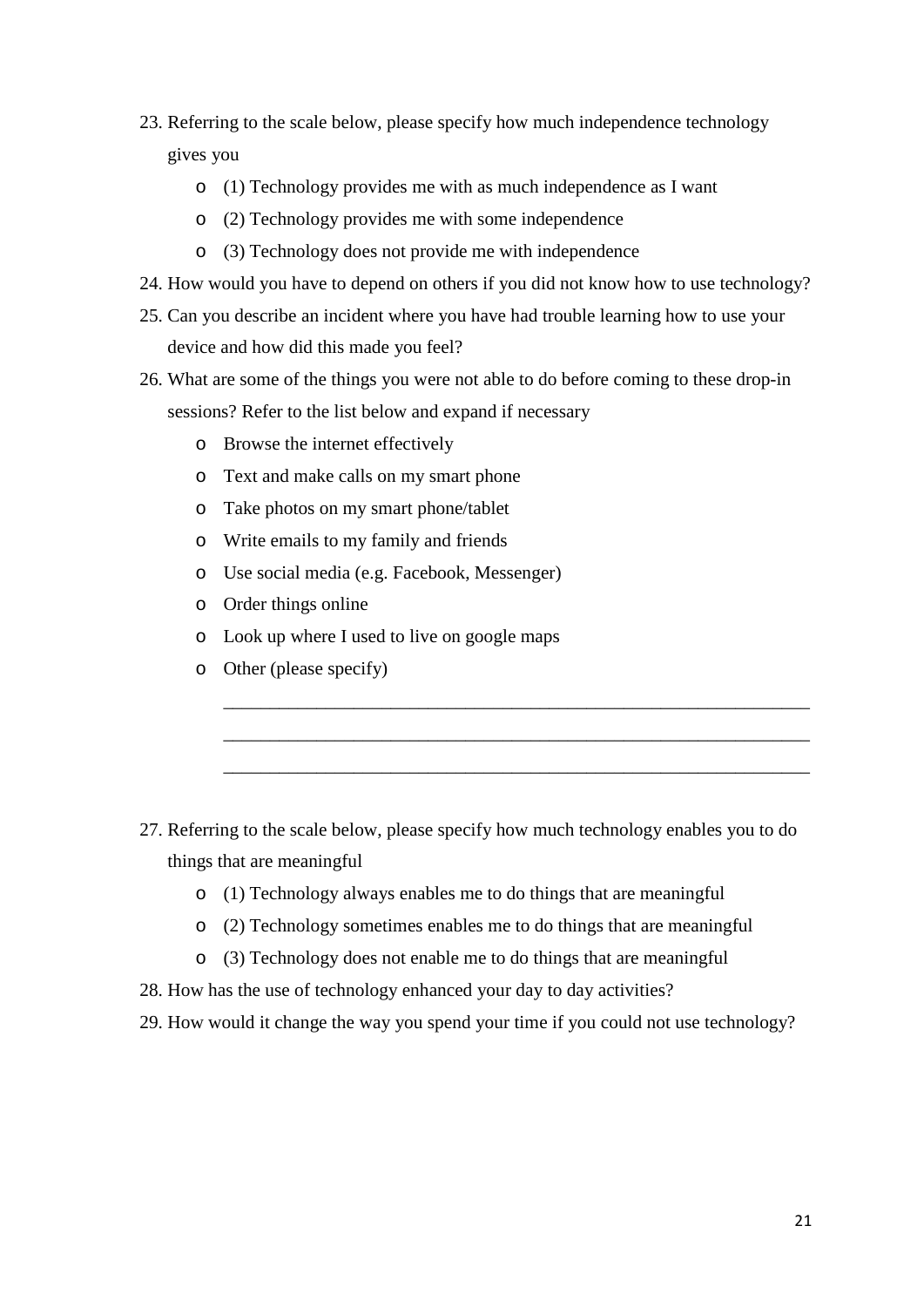23. Referring to the scale below, please specify how much independence technology gives you
    - (1) Technology provides me with as much independence as I want
    - (2) Technology provides me with some independence
    - (3) Technology does not provide me with independence
24. How would you have to depend on others if you did not know how to use technology?
25. Can you describe an incident where you have had trouble learning how to use your device and how did this made you feel?
26. What are some of the things you were not able to do before coming to these drop-in sessions? Refer to the list below and expand if necessary
    - Browse the internet effectively
    - Text and make calls on my smart phone
    - Take photos on my smart phone/tablet
    - Write emails to my family and friends
    - Use social media (e.g. Facebook, Messenger)
    - Order things online
    - Look up where I used to live on google maps
    - Other (please specify)

      ____________________________________________________________

      ____________________________________________________________

      ____________________________________________________________

27. Referring to the scale below, please specify how much technology enables you to do things that are meaningful
    - (1) Technology always enables me to do things that are meaningful
    - (2) Technology sometimes enables me to do things that are meaningful
    - (3) Technology does not enable me to do things that are meaningful
28. How has the use of technology enhanced your day to day activities?
29. How would it change the way you spend your time if you could not use technology?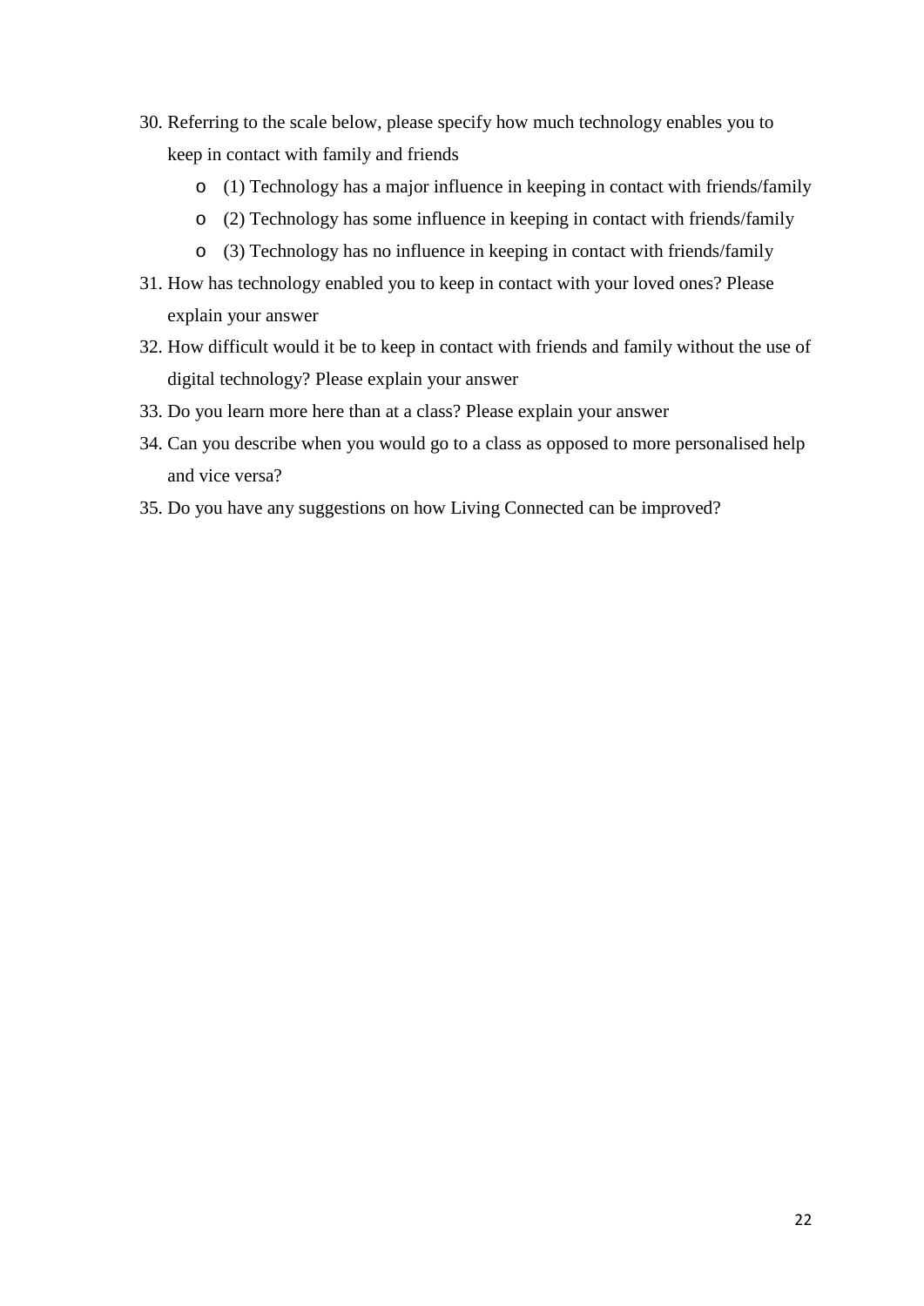30. Referring to the scale below, please specify how much technology enables you to keep in contact with family and friends
    - (1) Technology has a major influence in keeping in contact with friends/family
    - (2) Technology has some influence in keeping in contact with friends/family
    - (3) Technology has no influence in keeping in contact with friends/family
31. How has technology enabled you to keep in contact with your loved ones? Please explain your answer
32. How difficult would it be to keep in contact with friends and family without the use of digital technology? Please explain your answer
33. Do you learn more here than at a class? Please explain your answer
34. Can you describe when you would go to a class as opposed to more personalised help and vice versa?
35. Do you have any suggestions on how Living Connected can be improved?